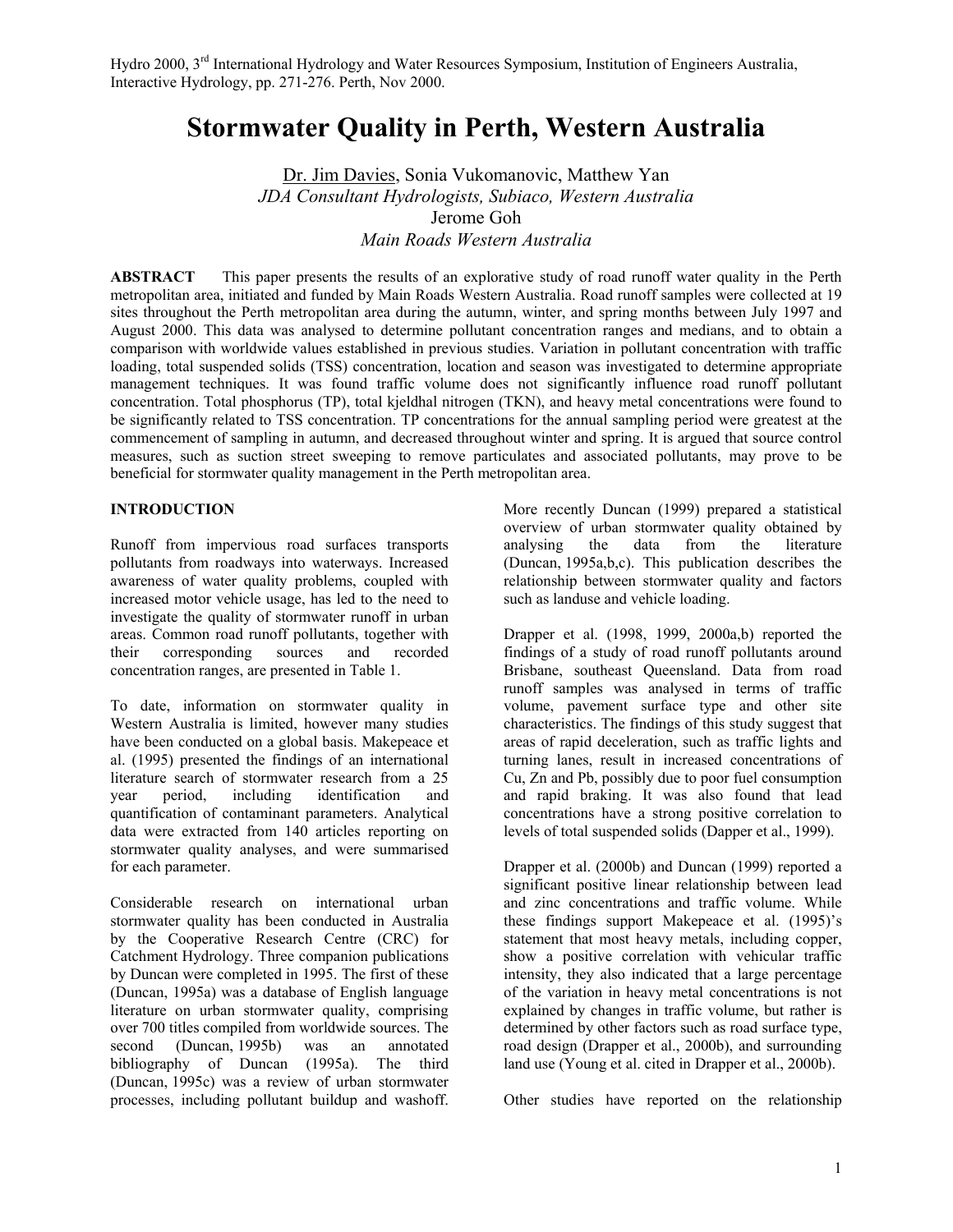Hydro 2000, 3rd International Hydrology and Water Resources Symposium, Institution of Engineers Australia, Interactive Hydrology, pp. 271-276. Perth, Nov 2000.

# Stormwater Quality in Perth, Western Australia

Dr. Jim Davies, Sonia Vukomanovic, Matthew Yan
*JDA Consultant Hydrologists, Subiaco, Western Australia*
Jerome Goh
*Main Roads Western Australia*

**ABSTRACT** This paper presents the results of an explorative study of road runoff water quality in the Perth metropolitan area, initiated and funded by Main Roads Western Australia. Road runoff samples were collected at 19 sites throughout the Perth metropolitan area during the autumn, winter, and spring months between July 1997 and August 2000. This data was analysed to determine pollutant concentration ranges and medians, and to obtain a comparison with worldwide values established in previous studies. Variation in pollutant concentration with traffic loading, total suspended solids (TSS) concentration, location and season was investigated to determine appropriate management techniques. It was found traffic volume does not significantly influence road runoff pollutant concentration. Total phosphorus (TP), total kjeldhal nitrogen (TKN), and heavy metal concentrations were found to be significantly related to TSS concentration. TP concentrations for the annual sampling period were greatest at the commencement of sampling in autumn, and decreased throughout winter and spring. It is argued that source control measures, such as suction street sweeping to remove particulates and associated pollutants, may prove to be beneficial for stormwater quality management in the Perth metropolitan area.

## INTRODUCTION

Runoff from impervious road surfaces transports pollutants from roadways into waterways. Increased awareness of water quality problems, coupled with increased motor vehicle usage, has led to the need to investigate the quality of stormwater runoff in urban areas. Common road runoff pollutants, together with their corresponding sources and recorded concentration ranges, are presented in Table 1.

To date, information on stormwater quality in Western Australia is limited, however many studies have been conducted on a global basis. Makepeace et al. (1995) presented the findings of an international literature search of stormwater research from a 25 year period, including identification and quantification of contaminant parameters. Analytical data were extracted from 140 articles reporting on stormwater quality analyses, and were summarised for each parameter.

Considerable research on international urban stormwater quality has been conducted in Australia by the Cooperative Research Centre (CRC) for Catchment Hydrology. Three companion publications by Duncan were completed in 1995. The first of these (Duncan, 1995a) was a database of English language literature on urban stormwater quality, comprising over 700 titles compiled from worldwide sources. The second (Duncan, 1995b) was an annotated bibliography of Duncan (1995a). The third (Duncan, 1995c) was a review of urban stormwater processes, including pollutant buildup and washoff. More recently Duncan (1999) prepared a statistical overview of urban stormwater quality obtained by analysing the data from the literature (Duncan, 1995a,b,c). This publication describes the relationship between stormwater quality and factors such as landuse and vehicle loading.

Drapper et al. (1998, 1999, 2000a,b) reported the findings of a study of road runoff pollutants around Brisbane, southeast Queensland. Data from road runoff samples was analysed in terms of traffic volume, pavement surface type and other site characteristics. The findings of this study suggest that areas of rapid deceleration, such as traffic lights and turning lanes, result in increased concentrations of Cu, Zn and Pb, possibly due to poor fuel consumption and rapid braking. It was also found that lead concentrations have a strong positive correlation to levels of total suspended solids (Dapper et al., 1999).

Drapper et al. (2000b) and Duncan (1999) reported a significant positive linear relationship between lead and zinc concentrations and traffic volume. While these findings support Makepeace et al. (1995)'s statement that most heavy metals, including copper, show a positive correlation with vehicular traffic intensity, they also indicated that a large percentage of the variation in heavy metal concentrations is not explained by changes in traffic volume, but rather is determined by other factors such as road surface type, road design (Drapper et al., 2000b), and surrounding land use (Young et al. cited in Drapper et al., 2000b).

Other studies have reported on the relationship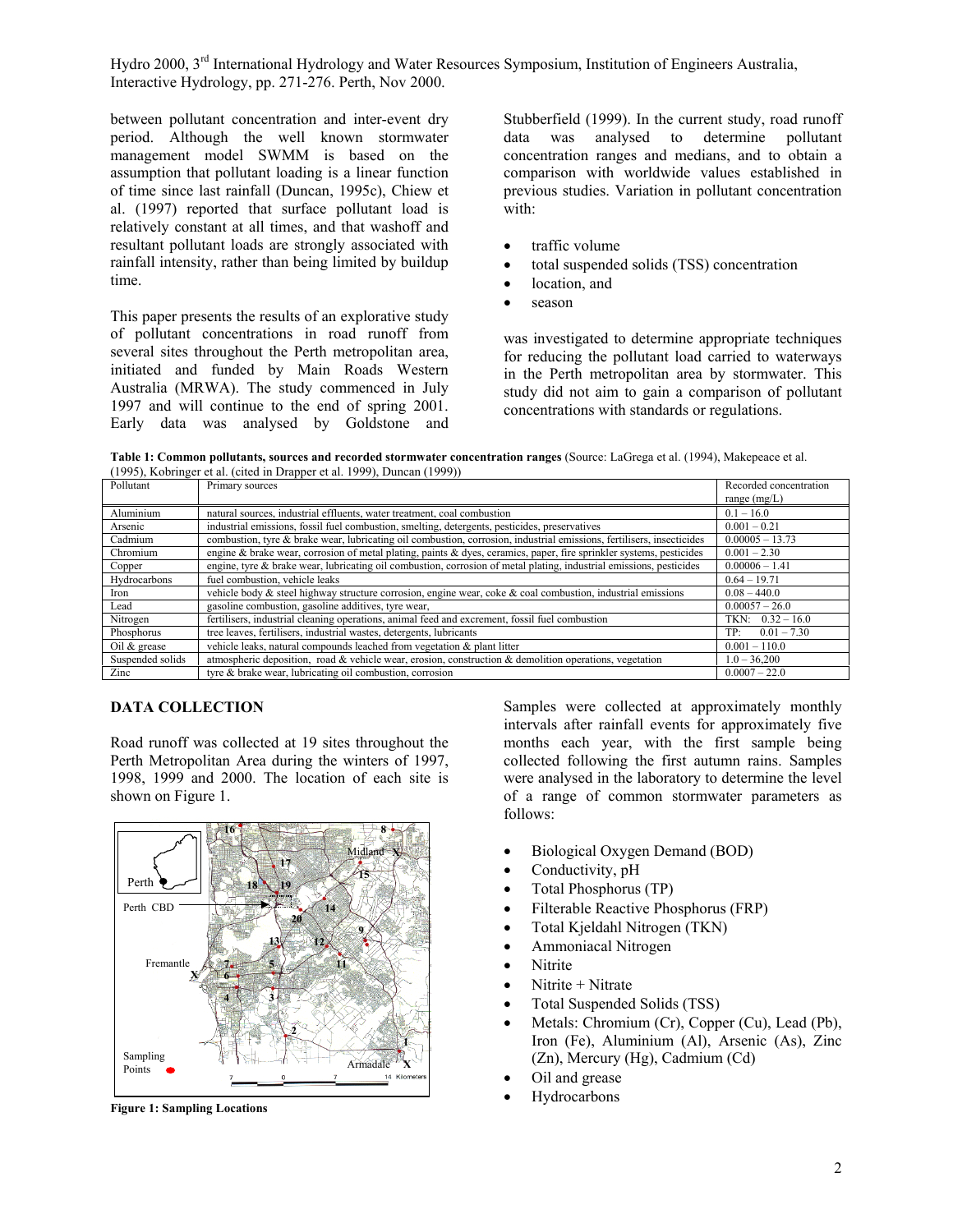between pollutant concentration and inter-event dry period. Although the well known stormwater management model SWMM is based on the assumption that pollutant loading is a linear function of time since last rainfall (Duncan, 1995c), Chiew et al. (1997) reported that surface pollutant load is relatively constant at all times, and that washoff and resultant pollutant loads are strongly associated with rainfall intensity, rather than being limited by buildup time.

This paper presents the results of an explorative study of pollutant concentrations in road runoff from several sites throughout the Perth metropolitan area, initiated and funded by Main Roads Western Australia (MRWA). The study commenced in July 1997 and will continue to the end of spring 2001. Early data was analysed by Goldstone and Stubberfield (1999). In the current study, road runoff data was analysed to determine pollutant concentration ranges and medians, and to obtain a comparison with worldwide values established in previous studies. Variation in pollutant concentration with:

- traffic volume
- total suspended solids (TSS) concentration
- location, and
- season

was investigated to determine appropriate techniques for reducing the pollutant load carried to waterways in the Perth metropolitan area by stormwater. This study did not aim to gain a comparison of pollutant concentrations with standards or regulations.

**Table 1: Common pollutants, sources and recorded stormwater concentration ranges** (Source: LaGrega et al. (1994), Makepeace et al. (1995), Kobringer et al. (cited in Drapper et al. 1999), Duncan (1999))

| Pollutant | Primary sources | Recorded concentration range (mg/L) |
|---|---|---|
| Aluminium | natural sources, industrial effluents, water treatment, coal combustion | 0.1 – 16.0 |
| Arsenic | industrial emissions, fossil fuel combustion, smelting, detergents, pesticides, preservatives | 0.001 – 0.21 |
| Cadmium | combustion, tyre & brake wear, lubricating oil combustion, corrosion, industrial emissions, fertilisers, insecticides | 0.00005 – 13.73 |
| Chromium | engine & brake wear, corrosion of metal plating, paints & dyes, ceramics, paper, fire sprinkler systems, pesticides | 0.001 – 2.30 |
| Copper | engine, tyre & brake wear, lubricating oil combustion, corrosion of metal plating, industrial emissions, pesticides | 0.00006 – 1.41 |
| Hydrocarbons | fuel combustion, vehicle leaks | 0.64 – 19.71 |
| Iron | vehicle body & steel highway structure corrosion, engine wear, coke & coal combustion, industrial emissions | 0.08 – 440.0 |
| Lead | gasoline combustion, gasoline additives, tyre wear, | 0.00057 – 26.0 |
| Nitrogen | fertilisers, industrial cleaning operations, animal feed and excrement, fossil fuel combustion | TKN: 0.32 – 16.0 |
| Phosphorus | tree leaves, fertilisers, industrial wastes, detergents, lubricants | TP: 0.01 – 7.30 |
| Oil & grease | vehicle leaks, natural compounds leached from vegetation & plant litter | 0.001 – 110.0 |
| Suspended solids | atmospheric deposition, road & vehicle wear, erosion, construction & demolition operations, vegetation | 1.0 – 36,200 |
| Zinc | tyre & brake wear, lubricating oil combustion, corrosion | 0.0007 – 22.0 |

## DATA COLLECTION

Road runoff was collected at 19 sites throughout the Perth Metropolitan Area during the winters of 1997, 1998, 1999 and 2000. The location of each site is shown on Figure 1.

**Figure 1: Sampling Locations**

Samples were collected at approximately monthly intervals after rainfall events for approximately five months each year, with the first sample being collected following the first autumn rains. Samples were analysed in the laboratory to determine the level of a range of common stormwater parameters as follows:

- Biological Oxygen Demand (BOD)
- Conductivity, pH
- Total Phosphorus (TP)
- Filterable Reactive Phosphorus (FRP)
- Total Kjeldahl Nitrogen (TKN)
- Ammoniacal Nitrogen
- Nitrite
- Nitrite + Nitrate
- Total Suspended Solids (TSS)
- Metals: Chromium (Cr), Copper (Cu), Lead (Pb), Iron (Fe), Aluminium (Al), Arsenic (As), Zinc (Zn), Mercury (Hg), Cadmium (Cd)
- Oil and grease
- Hydrocarbons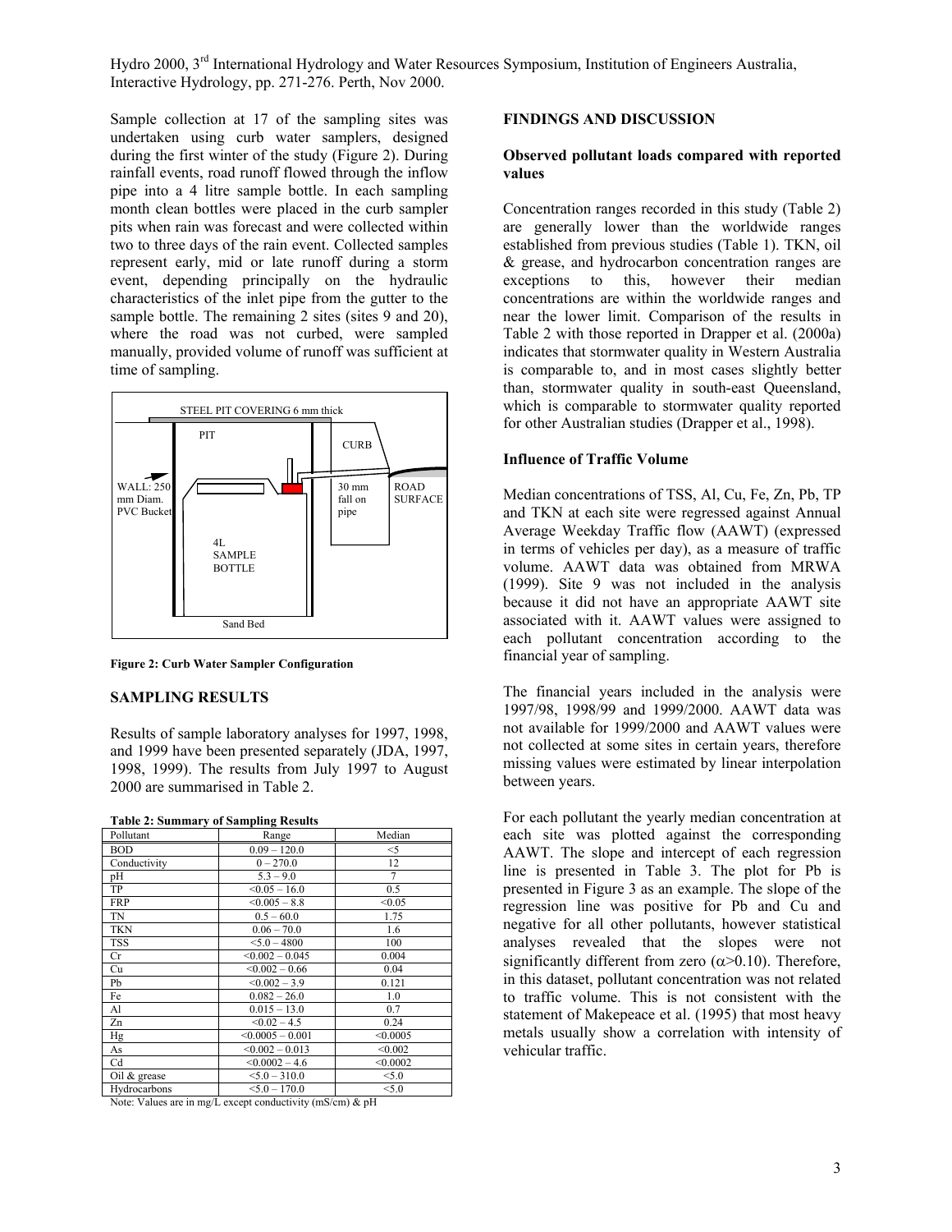Sample collection at 17 of the sampling sites was undertaken using curb water samplers, designed during the first winter of the study (Figure 2). During rainfall events, road runoff flowed through the inflow pipe into a 4 litre sample bottle. In each sampling month clean bottles were placed in the curb sampler pits when rain was forecast and were collected within two to three days of the rain event. Collected samples represent early, mid or late runoff during a storm event, depending principally on the hydraulic characteristics of the inlet pipe from the gutter to the sample bottle. The remaining 2 sites (sites 9 and 20), where the road was not curbed, were sampled manually, provided volume of runoff was sufficient at time of sampling.

STEEL PIT COVERING 6 mm thick

PIT

CURB

WALL: 250 mm Diam. PVC Bucket

30 mm fall on pipe

ROAD SURFACE

4L SAMPLE BOTTLE

Sand Bed

**Figure 2: Curb Water Sampler Configuration**

## SAMPLING RESULTS

Results of sample laboratory analyses for 1997, 1998, and 1999 have been presented separately (JDA, 1997, 1998, 1999). The results from July 1997 to August 2000 are summarised in Table 2.

**Table 2: Summary of Sampling Results**

| Pollutant | Range | Median |
|---|---|---|
| BOD | 0.09 – 120.0 | <5 |
| Conductivity | 0 – 270.0 | 12 |
| pH | 5.3 – 9.0 | 7 |
| TP | <0.05 – 16.0 | 0.5 |
| FRP | <0.005 – 8.8 | <0.05 |
| TN | 0.5 – 60.0 | 1.75 |
| TKN | 0.06 – 70.0 | 1.6 |
| TSS | <5.0 – 4800 | 100 |
| Cr | <0.002 – 0.045 | 0.004 |
| Cu | <0.002 – 0.66 | 0.04 |
| Pb | <0.002 – 3.9 | 0.121 |
| Fe | 0.082 – 26.0 | 1.0 |
| Al | 0.015 – 13.0 | 0.7 |
| Zn | <0.02 – 4.5 | 0.24 |
| Hg | <0.0005 – 0.001 | <0.0005 |
| As | <0.002 – 0.013 | <0.002 |
| Cd | <0.0002 – 4.6 | <0.0002 |
| Oil & grease | <5.0 – 310.0 | <5.0 |
| Hydrocarbons | <5.0 – 170.0 | <5.0 |

Note: Values are in mg/L except conductivity (mS/cm) & pH

## FINDINGS AND DISCUSSION

### Observed pollutant loads compared with reported values

Concentration ranges recorded in this study (Table 2) are generally lower than the worldwide ranges established from previous studies (Table 1). TKN, oil & grease, and hydrocarbon concentration ranges are exceptions to this, however their median concentrations are within the worldwide ranges and near the lower limit. Comparison of the results in Table 2 with those reported in Drapper et al. (2000a) indicates that stormwater quality in Western Australia is comparable to, and in most cases slightly better than, stormwater quality in south-east Queensland, which is comparable to stormwater quality reported for other Australian studies (Drapper et al., 1998).

### Influence of Traffic Volume

Median concentrations of TSS, Al, Cu, Fe, Zn, Pb, TP and TKN at each site were regressed against Annual Average Weekday Traffic flow (AAWT) (expressed in terms of vehicles per day), as a measure of traffic volume. AAWT data was obtained from MRWA (1999). Site 9 was not included in the analysis because it did not have an appropriate AAWT site associated with it. AAWT values were assigned to each pollutant concentration according to the financial year of sampling.

The financial years included in the analysis were 1997/98, 1998/99 and 1999/2000. AAWT data was not available for 1999/2000 and AAWT values were not collected at some sites in certain years, therefore missing values were estimated by linear interpolation between years.

For each pollutant the yearly median concentration at each site was plotted against the corresponding AAWT. The slope and intercept of each regression line is presented in Table 3. The plot for Pb is presented in Figure 3 as an example. The slope of the regression line was positive for Pb and Cu and negative for all other pollutants, however statistical analyses revealed that the slopes were not significantly different from zero ($\alpha$>0.10). Therefore, in this dataset, pollutant concentration was not related to traffic volume. This is not consistent with the statement of Makepeace et al. (1995) that most heavy metals usually show a correlation with intensity of vehicular traffic.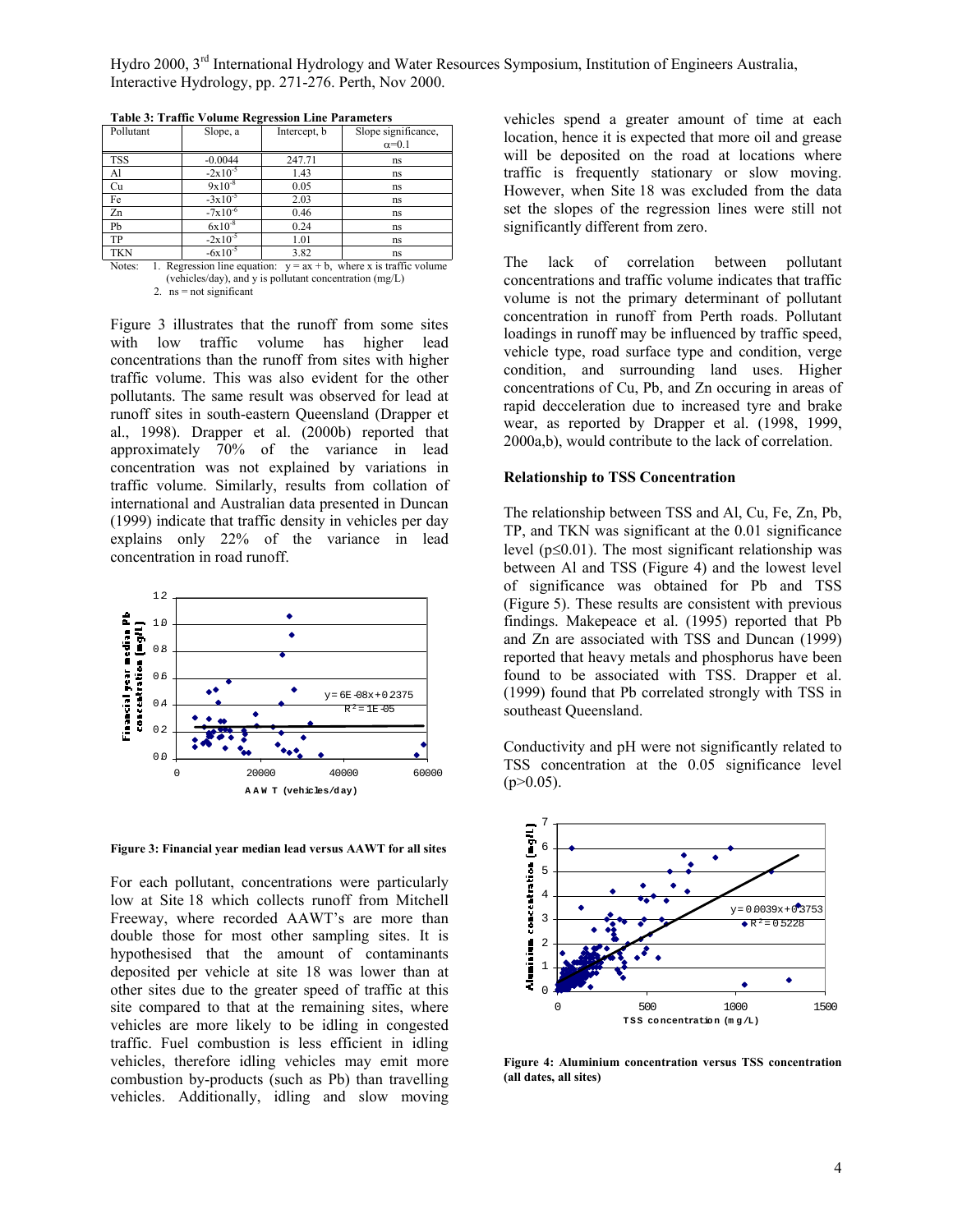**Table 3: Traffic Volume Regression Line Parameters**

| Pollutant | Slope, a | Intercept, b | Slope significance, $\alpha$=0.1 |
|---|---|---|---|
| TSS | -0.0044 | 247.71 | ns |
| Al | $-2\times10^{-5}$ | 1.43 | ns |
| Cu | $9\times10^{-8}$ | 0.05 | ns |
| Fe | $-3\times10^{-5}$ | 2.03 | ns |
| Zn | $-7\times10^{-6}$ | 0.46 | ns |
| Pb | $6\times10^{-8}$ | 0.24 | ns |
| TP | $-2\times10^{-5}$ | 1.01 | ns |
| TKN | $-6\times10^{-5}$ | 3.82 | ns |

Notes: 1. Regression line equation: $y = ax + b$, where x is traffic volume (vehicles/day), and y is pollutant concentration (mg/L)
2. ns = not significant

Figure 3 illustrates that the runoff from some sites with low traffic volume has higher lead concentrations than the runoff from sites with higher traffic volume. This was also evident for the other pollutants. The same result was observed for lead at runoff sites in south-eastern Queensland (Drapper et al., 1998). Drapper et al. (2000b) reported that approximately 70% of the variance in lead concentration was not explained by variations in traffic volume. Similarly, results from collation of international and Australian data presented in Duncan (1999) indicate that traffic density in vehicles per day explains only 22% of the variance in lead concentration in road runoff.

**Figure 3: Financial year median lead versus AAWT for all sites**

For each pollutant, concentrations were particularly low at Site 18 which collects runoff from Mitchell Freeway, where recorded AAWT's are more than double those for most other sampling sites. It is hypothesised that the amount of contaminants deposited per vehicle at site 18 was lower than at other sites due to the greater speed of traffic at this site compared to that at the remaining sites, where vehicles are more likely to be idling in congested traffic. Fuel combustion is less efficient in idling vehicles, therefore idling vehicles may emit more combustion by-products (such as Pb) than travelling vehicles. Additionally, idling and slow moving vehicles spend a greater amount of time at each location, hence it is expected that more oil and grease will be deposited on the road at locations where traffic is frequently stationary or slow moving. However, when Site 18 was excluded from the data set the slopes of the regression lines were still not significantly different from zero.

The lack of correlation between pollutant concentrations and traffic volume indicates that traffic volume is not the primary determinant of pollutant concentration in runoff from Perth roads. Pollutant loadings in runoff may be influenced by traffic speed, vehicle type, road surface type and condition, verge condition, and surrounding land uses. Higher concentrations of Cu, Pb, and Zn occuring in areas of rapid decceleration due to increased tyre and brake wear, as reported by Drapper et al. (1998, 1999, 2000a,b), would contribute to the lack of correlation.

### Relationship to TSS Concentration

The relationship between TSS and Al, Cu, Fe, Zn, Pb, TP, and TKN was significant at the 0.01 significance level ($p \leq 0.01$). The most significant relationship was between Al and TSS (Figure 4) and the lowest level of significance was obtained for Pb and TSS (Figure 5). These results are consistent with previous findings. Makepeace et al. (1995) reported that Pb and Zn are associated with TSS and Duncan (1999) reported that heavy metals and phosphorus have been found to be associated with TSS. Drapper et al. (1999) found that Pb correlated strongly with TSS in southeast Queensland.

Conductivity and pH were not significantly related to TSS concentration at the 0.05 significance level ($p > 0.05$).

**Figure 4: Aluminium concentration versus TSS concentration (all dates, all sites)**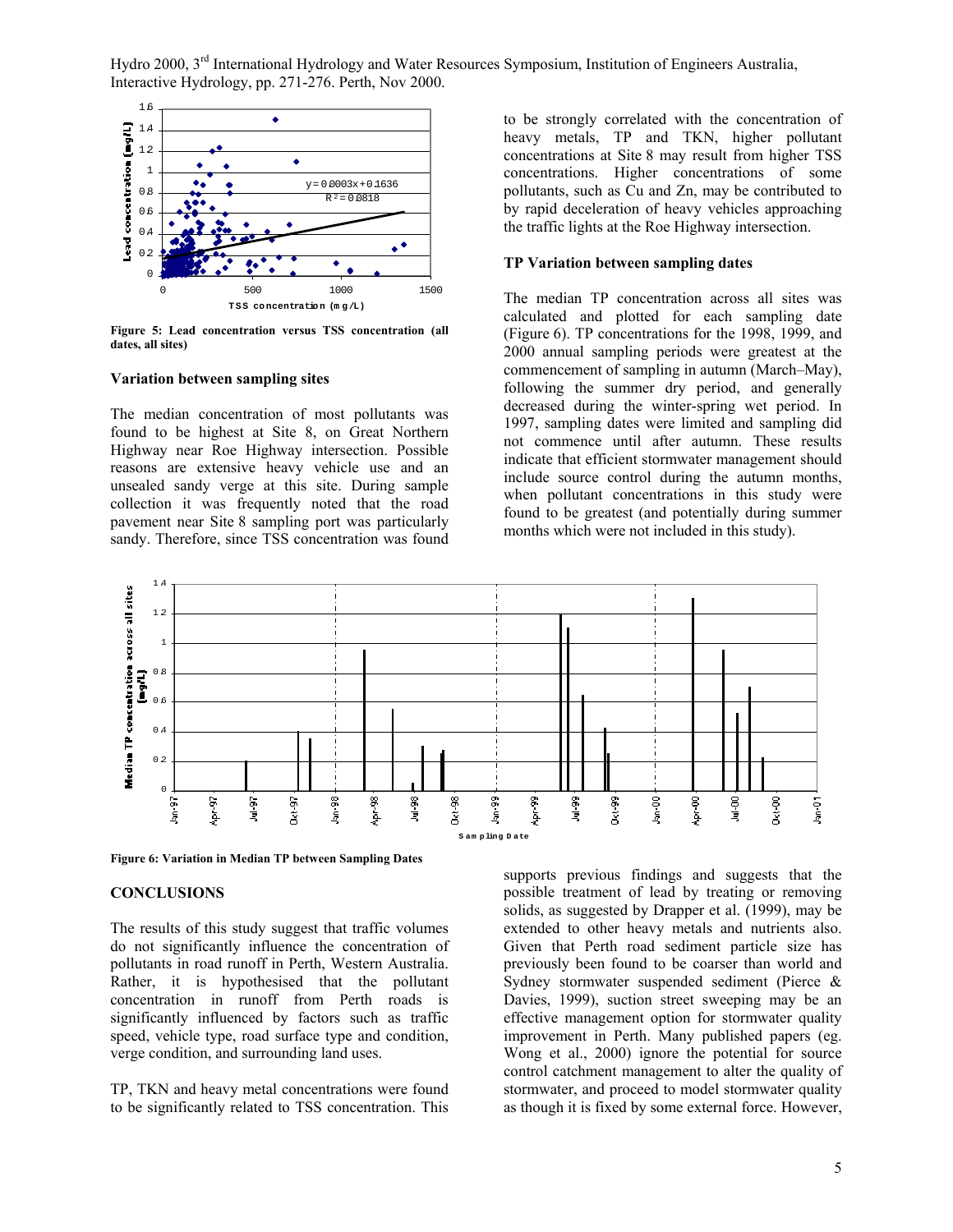Figure 5: Lead concentration versus TSS concentration (all dates, all sites)

### Variation between sampling sites

The median concentration of most pollutants was found to be highest at Site 8, on Great Northern Highway near Roe Highway intersection. Possible reasons are extensive heavy vehicle use and an unsealed sandy verge at this site. During sample collection it was frequently noted that the road pavement near Site 8 sampling port was particularly sandy. Therefore, since TSS concentration was found to be strongly correlated with the concentration of heavy metals, TP and TKN, higher pollutant concentrations at Site 8 may result from higher TSS concentrations. Higher concentrations of some pollutants, such as Cu and Zn, may be contributed to by rapid deceleration of heavy vehicles approaching the traffic lights at the Roe Highway intersection.

### TP Variation between sampling dates

The median TP concentration across all sites was calculated and plotted for each sampling date (Figure 6). TP concentrations for the 1998, 1999, and 2000 annual sampling periods were greatest at the commencement of sampling in autumn (March–May), following the summer dry period, and generally decreased during the winter-spring wet period. In 1997, sampling dates were limited and sampling did not commence until after autumn. These results indicate that efficient stormwater management should include source control during the autumn months, when pollutant concentrations in this study were found to be greatest (and potentially during summer months which were not included in this study).

Figure 6: Variation in Median TP between Sampling Dates

## CONCLUSIONS

The results of this study suggest that traffic volumes do not significantly influence the concentration of pollutants in road runoff in Perth, Western Australia. Rather, it is hypothesised that the pollutant concentration in runoff from Perth roads is significantly influenced by factors such as traffic speed, vehicle type, road surface type and condition, verge condition, and surrounding land uses.

TP, TKN and heavy metal concentrations were found to be significantly related to TSS concentration. This supports previous findings and suggests that the possible treatment of lead by treating or removing solids, as suggested by Drapper et al. (1999), may be extended to other heavy metals and nutrients also. Given that Perth road sediment particle size has previously been found to be coarser than world and Sydney stormwater suspended sediment (Pierce & Davies, 1999), suction street sweeping may be an effective management option for stormwater quality improvement in Perth. Many published papers (eg. Wong et al., 2000) ignore the potential for source control catchment management to alter the quality of stormwater, and proceed to model stormwater quality as though it is fixed by some external force. However,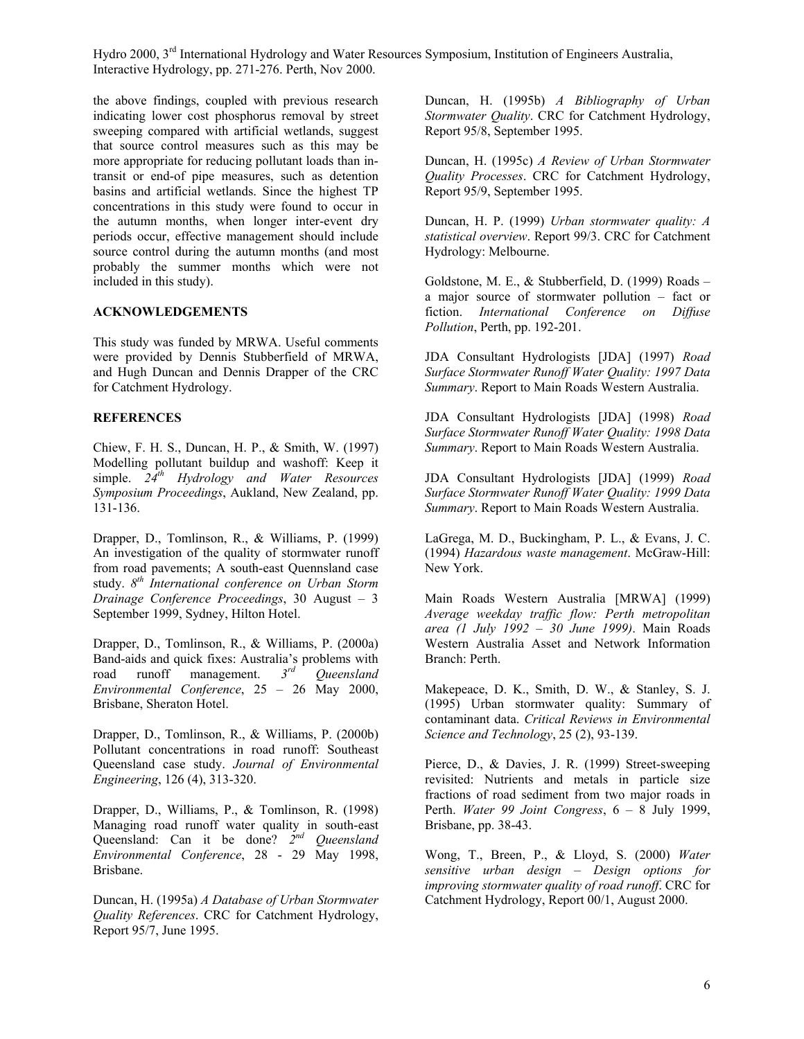the above findings, coupled with previous research indicating lower cost phosphorus removal by street sweeping compared with artificial wetlands, suggest that source control measures such as this may be more appropriate for reducing pollutant loads than in-transit or end-of pipe measures, such as detention basins and artificial wetlands. Since the highest TP concentrations in this study were found to occur in the autumn months, when longer inter-event dry periods occur, effective management should include source control during the autumn months (and most probably the summer months which were not included in this study).

## ACKNOWLEDGEMENTS

This study was funded by MRWA. Useful comments were provided by Dennis Stubberfield of MRWA, and Hugh Duncan and Dennis Drapper of the CRC for Catchment Hydrology.

## REFERENCES

Chiew, F. H. S., Duncan, H. P., & Smith, W. (1997) Modelling pollutant buildup and washoff: Keep it simple. *24th Hydrology and Water Resources Symposium Proceedings*, Aukland, New Zealand, pp. 131-136.

Drapper, D., Tomlinson, R., & Williams, P. (1999) An investigation of the quality of stormwater runoff from road pavements; A south-east Quennsland case study. *8th International conference on Urban Storm Drainage Conference Proceedings*, 30 August – 3 September 1999, Sydney, Hilton Hotel.

Drapper, D., Tomlinson, R., & Williams, P. (2000a) Band-aids and quick fixes: Australia's problems with road runoff management. *3rd Queensland Environmental Conference*, 25 – 26 May 2000, Brisbane, Sheraton Hotel.

Drapper, D., Tomlinson, R., & Williams, P. (2000b) Pollutant concentrations in road runoff: Southeast Queensland case study. *Journal of Environmental Engineering*, 126 (4), 313-320.

Drapper, D., Williams, P., & Tomlinson, R. (1998) Managing road runoff water quality in south-east Queensland: Can it be done? *2nd Queensland Environmental Conference*, 28 - 29 May 1998, Brisbane.

Duncan, H. (1995a) *A Database of Urban Stormwater Quality References*. CRC for Catchment Hydrology, Report 95/7, June 1995.

Duncan, H. (1995b) *A Bibliography of Urban Stormwater Quality*. CRC for Catchment Hydrology, Report 95/8, September 1995.

Duncan, H. (1995c) *A Review of Urban Stormwater Quality Processes*. CRC for Catchment Hydrology, Report 95/9, September 1995.

Duncan, H. P. (1999) *Urban stormwater quality: A statistical overview*. Report 99/3. CRC for Catchment Hydrology: Melbourne.

Goldstone, M. E., & Stubberfield, D. (1999) Roads – a major source of stormwater pollution – fact or fiction. *International Conference on Diffuse Pollution*, Perth, pp. 192-201.

JDA Consultant Hydrologists [JDA] (1997) *Road Surface Stormwater Runoff Water Quality: 1997 Data Summary*. Report to Main Roads Western Australia.

JDA Consultant Hydrologists [JDA] (1998) *Road Surface Stormwater Runoff Water Quality: 1998 Data Summary*. Report to Main Roads Western Australia.

JDA Consultant Hydrologists [JDA] (1999) *Road Surface Stormwater Runoff Water Quality: 1999 Data Summary*. Report to Main Roads Western Australia.

LaGrega, M. D., Buckingham, P. L., & Evans, J. C. (1994) *Hazardous waste management*. McGraw-Hill: New York.

Main Roads Western Australia [MRWA] (1999) *Average weekday traffic flow: Perth metropolitan area (1 July 1992 – 30 June 1999)*. Main Roads Western Australia Asset and Network Information Branch: Perth.

Makepeace, D. K., Smith, D. W., & Stanley, S. J. (1995) Urban stormwater quality: Summary of contaminant data. *Critical Reviews in Environmental Science and Technology*, 25 (2), 93-139.

Pierce, D., & Davies, J. R. (1999) Street-sweeping revisited: Nutrients and metals in particle size fractions of road sediment from two major roads in Perth. *Water 99 Joint Congress*, 6 – 8 July 1999, Brisbane, pp. 38-43.

Wong, T., Breen, P., & Lloyd, S. (2000) *Water sensitive urban design – Design options for improving stormwater quality of road runoff*. CRC for Catchment Hydrology, Report 00/1, August 2000.